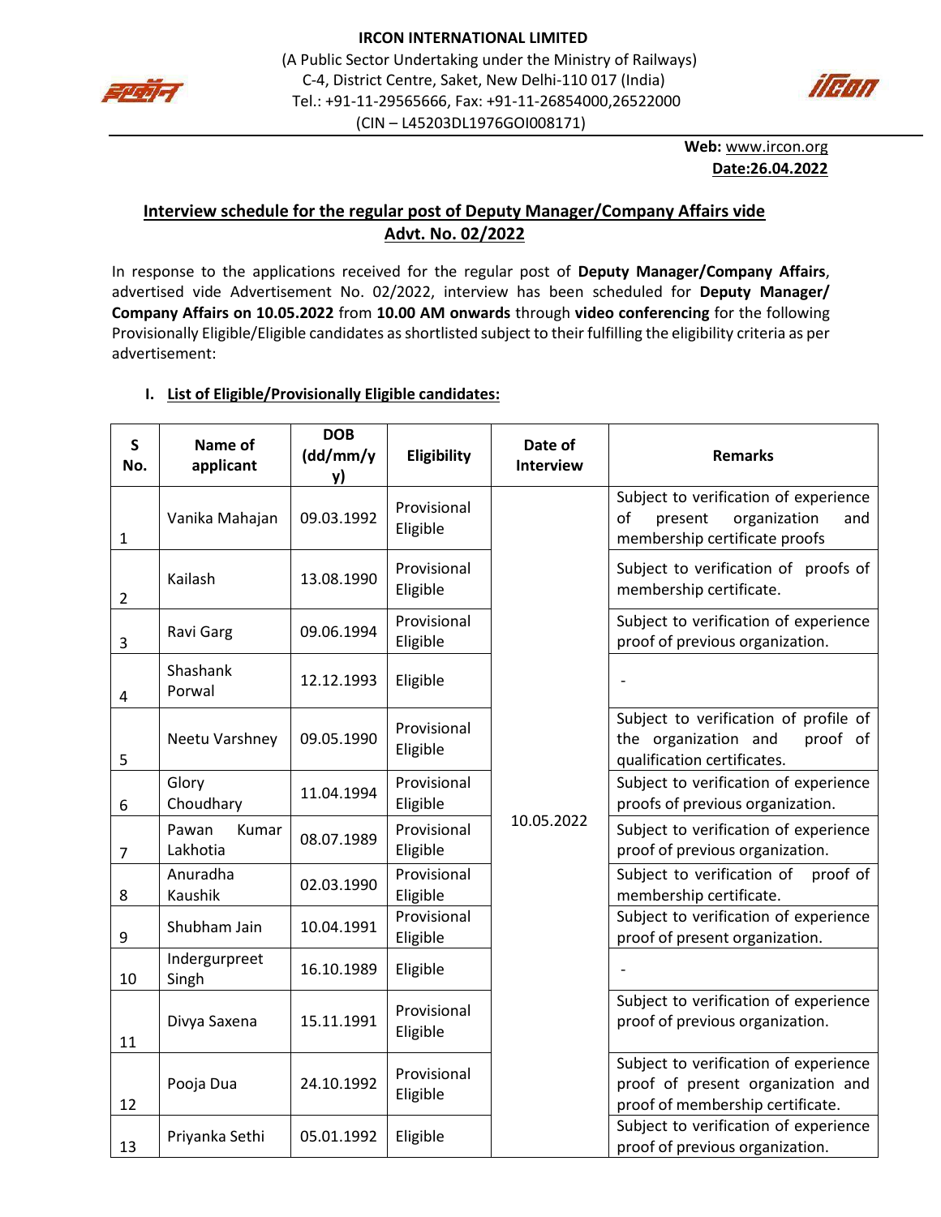**IRCON INTERNATIONAL LIMITED**
(A Public Sector Undertaking under the Ministry of Railways)
C-4, District Centre, Saket, New Delhi-110 017 (India)
Tel.: +91-11-29565666, Fax: +91-11-26854000,26522000
(CIN – L45203DL1976GOI008171)

**Web:** www.ircon.org
**Date:26.04.2022**

## Interview schedule for the regular post of Deputy Manager/Company Affairs vide Advt. No. 02/2022

In response to the applications received for the regular post of **Deputy Manager/Company Affairs**, advertised vide Advertisement No. 02/2022, interview has been scheduled for **Deputy Manager/ Company Affairs on 10.05.2022** from **10.00 AM onwards** through **video conferencing** for the following Provisionally Eligible/Eligible candidates as shortlisted subject to their fulfilling the eligibility criteria as per advertisement:

### I. List of Eligible/Provisionally Eligible candidates:

| S No. | Name of applicant | DOB (dd/mm/yy) | Eligibility | Date of Interview | Remarks |
|---|---|---|---|---|---|
| 1 | Vanika Mahajan | 09.03.1992 | Provisional Eligible | 10.05.2022 | Subject to verification of experience of present organization and membership certificate proofs |
| 2 | Kailash | 13.08.1990 | Provisional Eligible | | Subject to verification of proofs of membership certificate. |
| 3 | Ravi Garg | 09.06.1994 | Provisional Eligible | | Subject to verification of experience proof of previous organization. |
| 4 | Shashank Porwal | 12.12.1993 | Eligible | | - |
| 5 | Neetu Varshney | 09.05.1990 | Provisional Eligible | | Subject to verification of profile of the organization and proof of qualification certificates. |
| 6 | Glory Choudhary | 11.04.1994 | Provisional Eligible | | Subject to verification of experience proofs of previous organization. |
| 7 | Pawan Kumar Lakhotia | 08.07.1989 | Provisional Eligible | | Subject to verification of experience proof of previous organization. |
| 8 | Anuradha Kaushik | 02.03.1990 | Provisional Eligible | | Subject to verification of proof of membership certificate. |
| 9 | Shubham Jain | 10.04.1991 | Provisional Eligible | | Subject to verification of experience proof of present organization. |
| 10 | Indergurpreet Singh | 16.10.1989 | Eligible | | - |
| 11 | Divya Saxena | 15.11.1991 | Provisional Eligible | | Subject to verification of experience proof of previous organization. |
| 12 | Pooja Dua | 24.10.1992 | Provisional Eligible | | Subject to verification of experience proof of present organization and proof of membership certificate. |
| 13 | Priyanka Sethi | 05.01.1992 | Eligible | | Subject to verification of experience proof of previous organization. |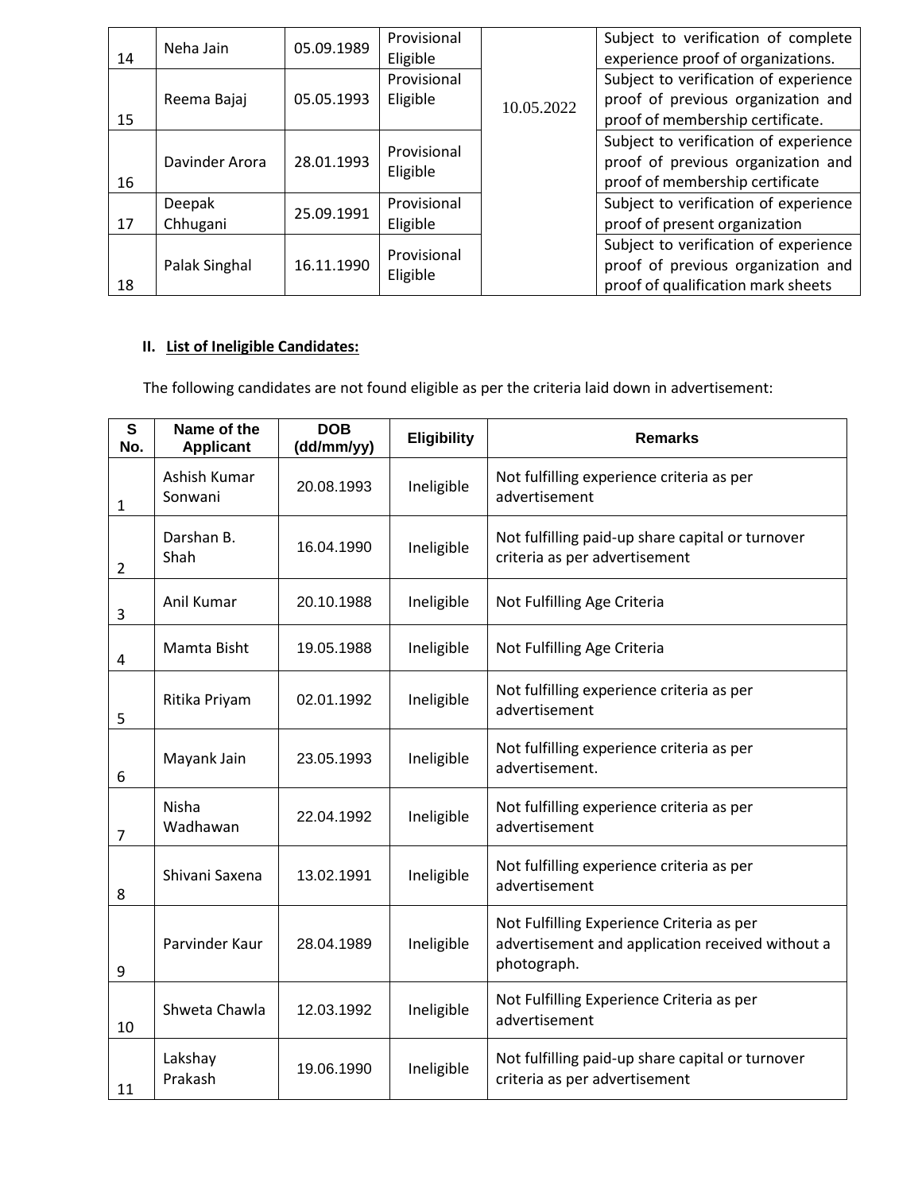| 14 | Neha Jain | 05.09.1989 | Provisional Eligible | 10.05.2022 | Subject to verification of complete experience proof of organizations. |
|---|---|---|---|---|---|
| 15 | Reema Bajaj | 05.05.1993 | Provisional Eligible | | Subject to verification of experience proof of previous organization and proof of membership certificate. |
| 16 | Davinder Arora | 28.01.1993 | Provisional Eligible | | Subject to verification of experience proof of previous organization and proof of membership certificate |
| 17 | Deepak Chhugani | 25.09.1991 | Provisional Eligible | | Subject to verification of experience proof of present organization |
| 18 | Palak Singhal | 16.11.1990 | Provisional Eligible | | Subject to verification of experience proof of previous organization and proof of qualification mark sheets |

## II. List of Ineligible Candidates:

The following candidates are not found eligible as per the criteria laid down in advertisement:

| S No. | Name of the Applicant | DOB (dd/mm/yy) | Eligibility | Remarks |
|---|---|---|---|---|
| 1 | Ashish Kumar Sonwani | 20.08.1993 | Ineligible | Not fulfilling experience criteria as per advertisement |
| 2 | Darshan B. Shah | 16.04.1990 | Ineligible | Not fulfilling paid-up share capital or turnover criteria as per advertisement |
| 3 | Anil Kumar | 20.10.1988 | Ineligible | Not Fulfilling Age Criteria |
| 4 | Mamta Bisht | 19.05.1988 | Ineligible | Not Fulfilling Age Criteria |
| 5 | Ritika Priyam | 02.01.1992 | Ineligible | Not fulfilling experience criteria as per advertisement |
| 6 | Mayank Jain | 23.05.1993 | Ineligible | Not fulfilling experience criteria as per advertisement. |
| 7 | Nisha Wadhawan | 22.04.1992 | Ineligible | Not fulfilling experience criteria as per advertisement |
| 8 | Shivani Saxena | 13.02.1991 | Ineligible | Not fulfilling experience criteria as per advertisement |
| 9 | Parvinder Kaur | 28.04.1989 | Ineligible | Not Fulfilling Experience Criteria as per advertisement and application received without a photograph. |
| 10 | Shweta Chawla | 12.03.1992 | Ineligible | Not Fulfilling Experience Criteria as per advertisement |
| 11 | Lakshay Prakash | 19.06.1990 | Ineligible | Not fulfilling paid-up share capital or turnover criteria as per advertisement |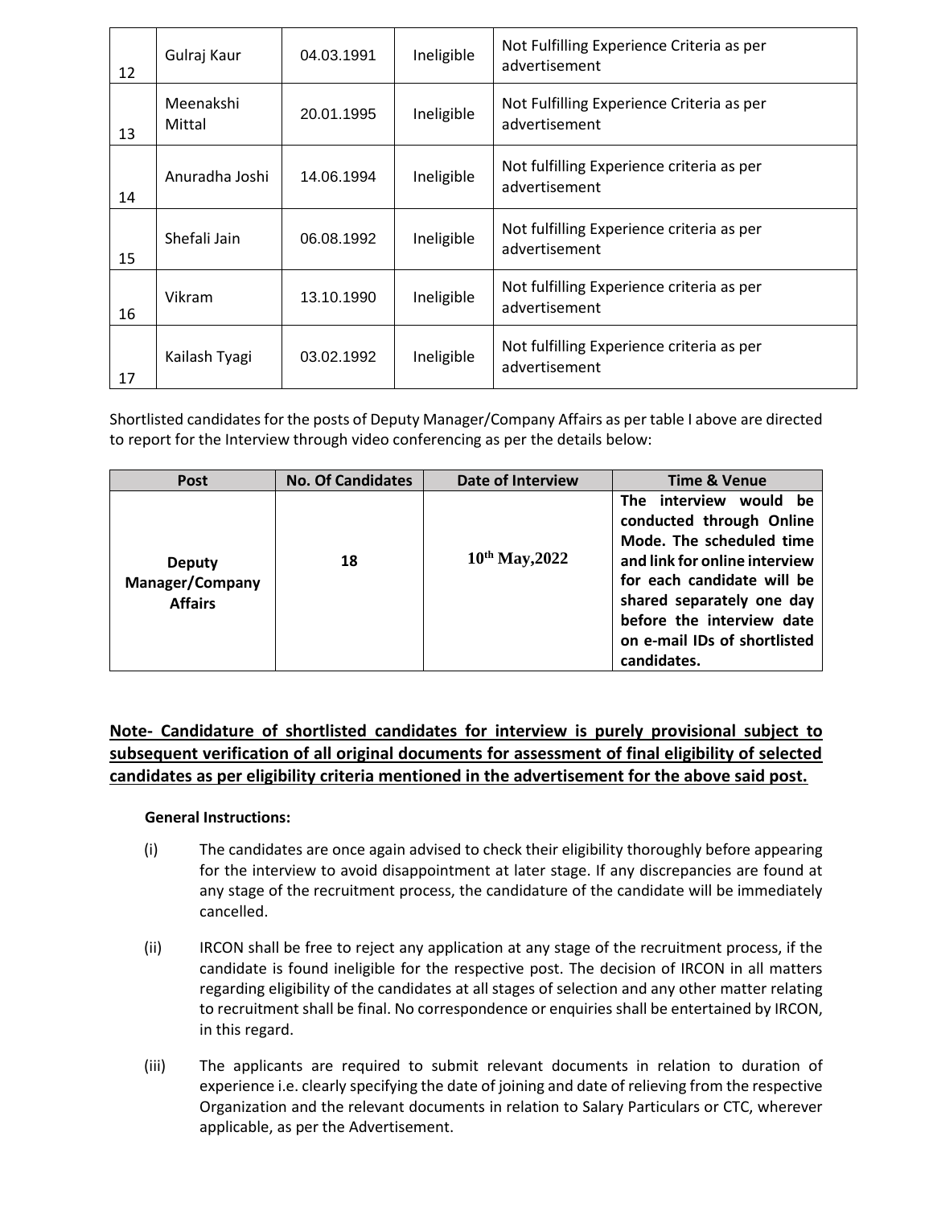| 12 | Gulraj Kaur | 04.03.1991 | Ineligible | Not Fulfilling Experience Criteria as per advertisement |
|---|---|---|---|---|
| 13 | Meenakshi Mittal | 20.01.1995 | Ineligible | Not Fulfilling Experience Criteria as per advertisement |
| 14 | Anuradha Joshi | 14.06.1994 | Ineligible | Not fulfilling Experience criteria as per advertisement |
| 15 | Shefali Jain | 06.08.1992 | Ineligible | Not fulfilling Experience criteria as per advertisement |
| 16 | Vikram | 13.10.1990 | Ineligible | Not fulfilling Experience criteria as per advertisement |
| 17 | Kailash Tyagi | 03.02.1992 | Ineligible | Not fulfilling Experience criteria as per advertisement |

Shortlisted candidates for the posts of Deputy Manager/Company Affairs as per table I above are directed to report for the Interview through video conferencing as per the details below:

| Post | No. Of Candidates | Date of Interview | Time & Venue |
|---|---|---|---|
| **Deputy Manager/Company Affairs** | **18** | **10th May,2022** | **The interview would be conducted through Online Mode. The scheduled time and link for online interview for each candidate will be shared separately one day before the interview date on e-mail IDs of shortlisted candidates.** |

**Note- Candidature of shortlisted candidates for interview is purely provisional subject to subsequent verification of all original documents for assessment of final eligibility of selected candidates as per eligibility criteria mentioned in the advertisement for the above said post.**

**General Instructions:**

(i) The candidates are once again advised to check their eligibility thoroughly before appearing for the interview to avoid disappointment at later stage. If any discrepancies are found at any stage of the recruitment process, the candidature of the candidate will be immediately cancelled.

(ii) IRCON shall be free to reject any application at any stage of the recruitment process, if the candidate is found ineligible for the respective post. The decision of IRCON in all matters regarding eligibility of the candidates at all stages of selection and any other matter relating to recruitment shall be final. No correspondence or enquiries shall be entertained by IRCON, in this regard.

(iii) The applicants are required to submit relevant documents in relation to duration of experience i.e. clearly specifying the date of joining and date of relieving from the respective Organization and the relevant documents in relation to Salary Particulars or CTC, wherever applicable, as per the Advertisement.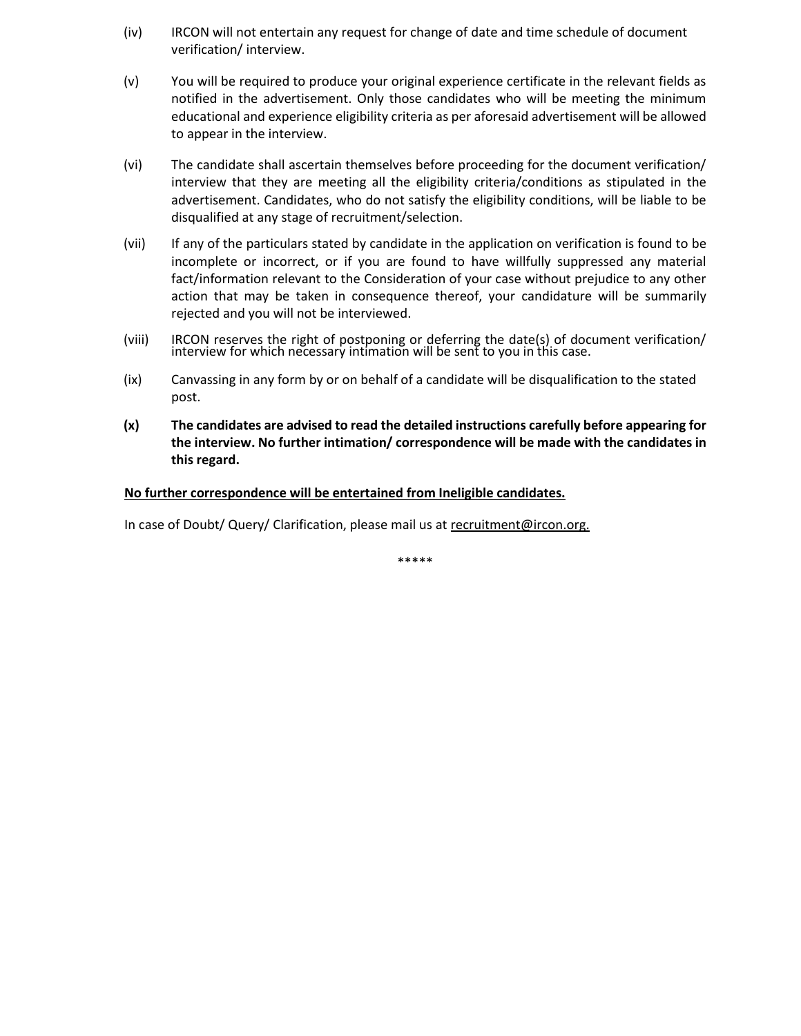(iv) IRCON will not entertain any request for change of date and time schedule of document verification/ interview.

(v) You will be required to produce your original experience certificate in the relevant fields as notified in the advertisement. Only those candidates who will be meeting the minimum educational and experience eligibility criteria as per aforesaid advertisement will be allowed to appear in the interview.

(vi) The candidate shall ascertain themselves before proceeding for the document verification/ interview that they are meeting all the eligibility criteria/conditions as stipulated in the advertisement. Candidates, who do not satisfy the eligibility conditions, will be liable to be disqualified at any stage of recruitment/selection.

(vii) If any of the particulars stated by candidate in the application on verification is found to be incomplete or incorrect, or if you are found to have willfully suppressed any material fact/information relevant to the Consideration of your case without prejudice to any other action that may be taken in consequence thereof, your candidature will be summarily rejected and you will not be interviewed.

(viii) IRCON reserves the right of postponing or deferring the date(s) of document verification/ interview for which necessary intimation will be sent to you in this case.

(ix) Canvassing in any form by or on behalf of a candidate will be disqualification to the stated post.

**(x) The candidates are advised to read the detailed instructions carefully before appearing for the interview. No further intimation/ correspondence will be made with the candidates in this regard.**

<u>**No further correspondence will be entertained from Ineligible candidates.**</u>

In case of Doubt/ Query/ Clarification, please mail us at recruitment@ircon.org.

*****